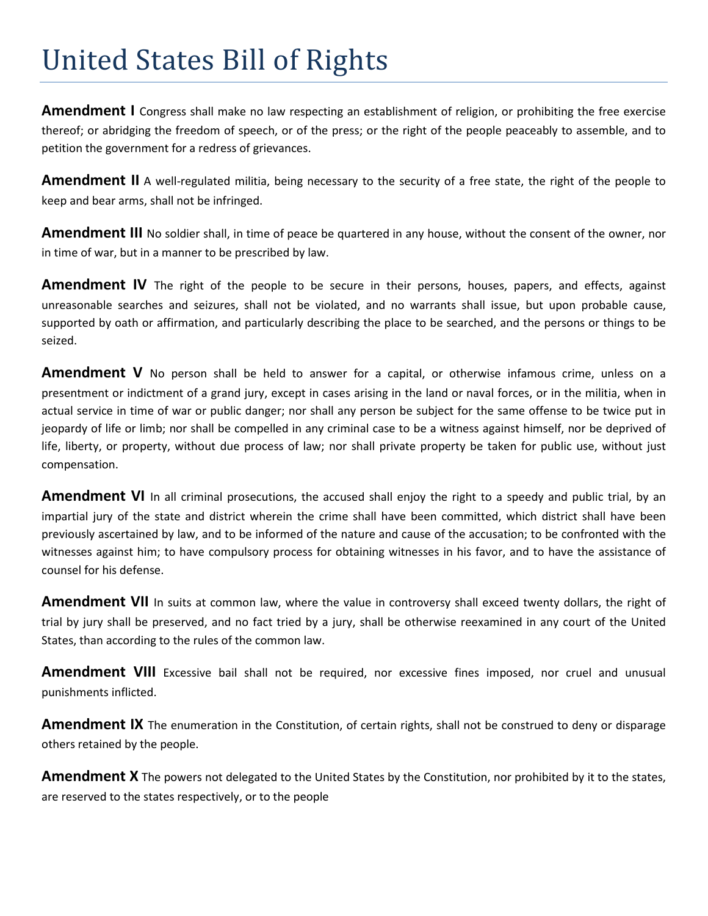# United States Bill of Rights

**Amendment I** Congress shall make no law respecting an establishment of religion, or prohibiting the free exercise thereof; or abridging the freedom of speech, or of the press; or the right of the people peaceably to assemble, and to petition the government for a redress of grievances.

**Amendment II** A well-regulated militia, being necessary to the security of a free state, the right of the people to keep and bear arms, shall not be infringed.

**Amendment III** No soldier shall, in time of peace be quartered in any house, without the consent of the owner, nor in time of war, but in a manner to be prescribed by law.

**Amendment IV** The right of the people to be secure in their persons, houses, papers, and effects, against unreasonable searches and seizures, shall not be violated, and no warrants shall issue, but upon probable cause, supported by oath or affirmation, and particularly describing the place to be searched, and the persons or things to be seized.

**Amendment V** No person shall be held to answer for a capital, or otherwise infamous crime, unless on a presentment or indictment of a grand jury, except in cases arising in the land or naval forces, or in the militia, when in actual service in time of war or public danger; nor shall any person be subject for the same offense to be twice put in jeopardy of life or limb; nor shall be compelled in any criminal case to be a witness against himself, nor be deprived of life, liberty, or property, without due process of law; nor shall private property be taken for public use, without just compensation.

**Amendment VI** In all criminal prosecutions, the accused shall enjoy the right to a speedy and public trial, by an impartial jury of the state and district wherein the crime shall have been committed, which district shall have been previously ascertained by law, and to be informed of the nature and cause of the accusation; to be confronted with the witnesses against him; to have compulsory process for obtaining witnesses in his favor, and to have the assistance of counsel for his defense.

**Amendment VII** In suits at common law, where the value in controversy shall exceed twenty dollars, the right of trial by jury shall be preserved, and no fact tried by a jury, shall be otherwise reexamined in any court of the United States, than according to the rules of the common law.

**Amendment VIII** Excessive bail shall not be required, nor excessive fines imposed, nor cruel and unusual punishments inflicted.

**Amendment IX** The enumeration in the Constitution, of certain rights, shall not be construed to deny or disparage others retained by the people.

**Amendment X** The powers not delegated to the United States by the Constitution, nor prohibited by it to the states, are reserved to the states respectively, or to the people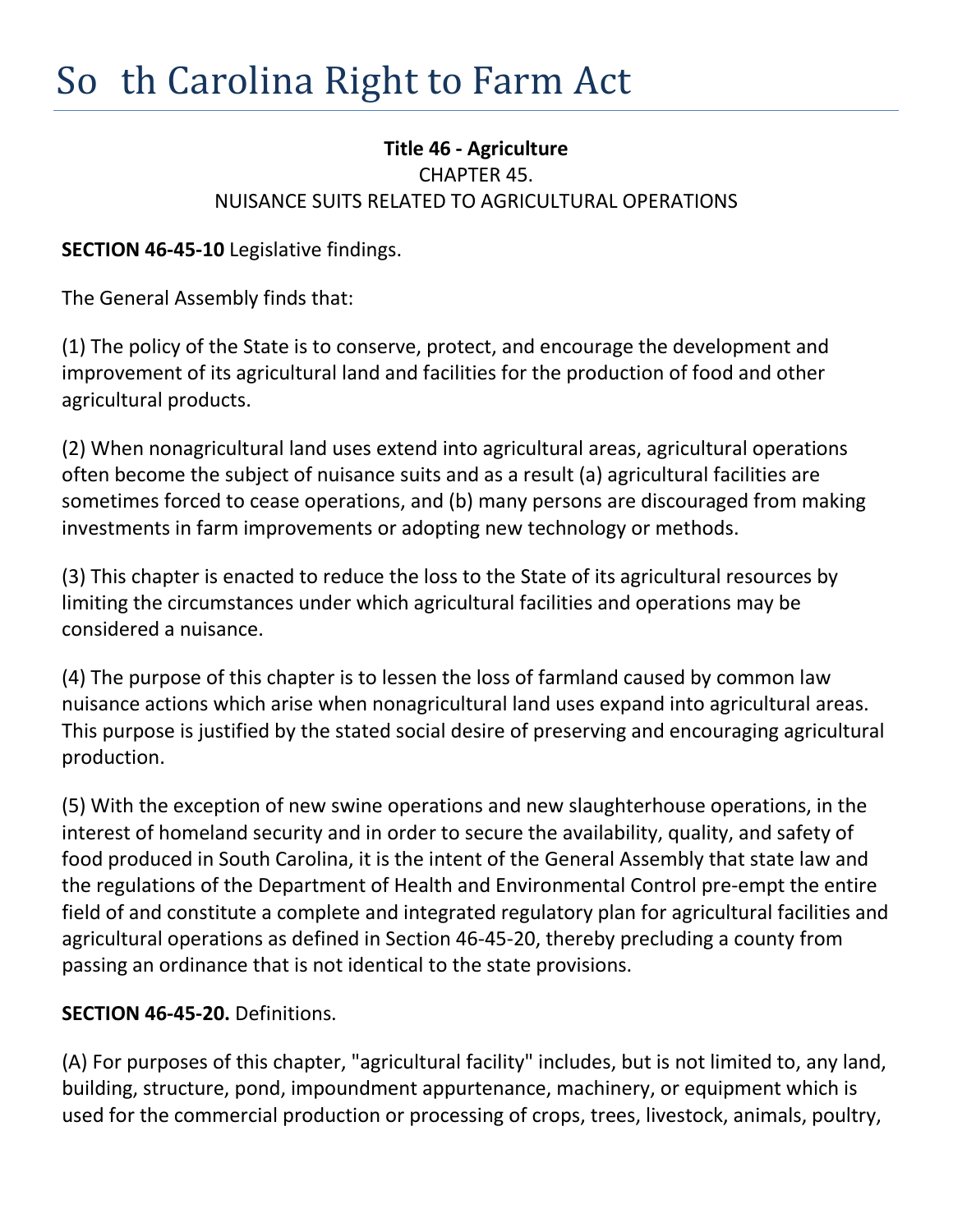# So th Carolina Right to Farm Act

**Title 46 - Agriculture**

CHAPTER 45.

NUISANCE SUITS RELATED TO AGRICULTURAL OPERATIONS

**SECTION 46-45-10** Legislative findings.

The General Assembly finds that:

(1) The policy of the State is to conserve, protect, and encourage the development and improvement of its agricultural land and facilities for the production of food and other agricultural products.

(2) When nonagricultural land uses extend into agricultural areas, agricultural operations often become the subject of nuisance suits and as a result (a) agricultural facilities are sometimes forced to cease operations, and (b) many persons are discouraged from making investments in farm improvements or adopting new technology or methods.

(3) This chapter is enacted to reduce the loss to the State of its agricultural resources by limiting the circumstances under which agricultural facilities and operations may be considered a nuisance.

(4) The purpose of this chapter is to lessen the loss of farmland caused by common law nuisance actions which arise when nonagricultural land uses expand into agricultural areas. This purpose is justified by the stated social desire of preserving and encouraging agricultural production.

(5) With the exception of new swine operations and new slaughterhouse operations, in the interest of homeland security and in order to secure the availability, quality, and safety of food produced in South Carolina, it is the intent of the General Assembly that state law and the regulations of the Department of Health and Environmental Control pre-empt the entire field of and constitute a complete and integrated regulatory plan for agricultural facilities and agricultural operations as defined in Section 46-45-20, thereby precluding a county from passing an ordinance that is not identical to the state provisions.

**SECTION 46-45-20.** Definitions.

(A) For purposes of this chapter, "agricultural facility" includes, but is not limited to, any land, building, structure, pond, impoundment appurtenance, machinery, or equipment which is used for the commercial production or processing of crops, trees, livestock, animals, poultry,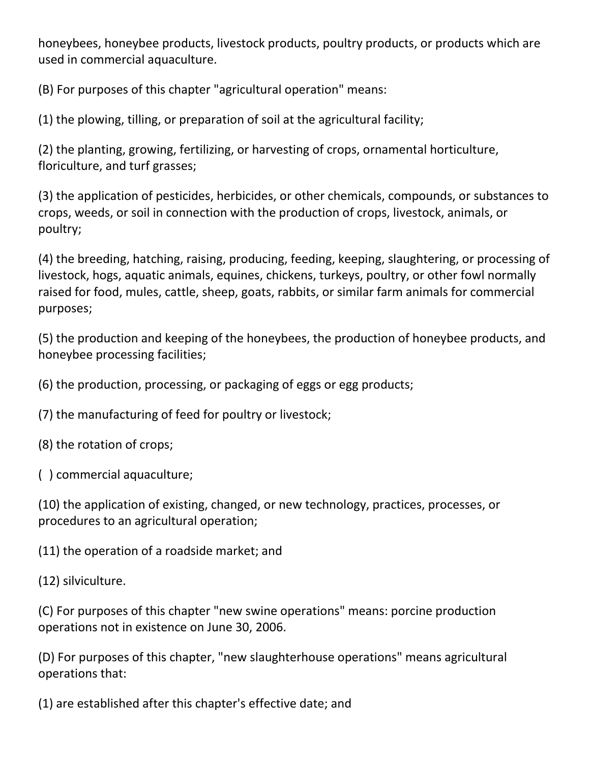honeybees, honeybee products, livestock products, poultry products, or products which are used in commercial aquaculture.

(B) For purposes of this chapter "agricultural operation" means:

(1) the plowing, tilling, or preparation of soil at the agricultural facility;

(2) the planting, growing, fertilizing, or harvesting of crops, ornamental horticulture, floriculture, and turf grasses;

(3) the application of pesticides, herbicides, or other chemicals, compounds, or substances to crops, weeds, or soil in connection with the production of crops, livestock, animals, or poultry;

(4) the breeding, hatching, raising, producing, feeding, keeping, slaughtering, or processing of livestock, hogs, aquatic animals, equines, chickens, turkeys, poultry, or other fowl normally raised for food, mules, cattle, sheep, goats, rabbits, or similar farm animals for commercial purposes;

(5) the production and keeping of the honeybees, the production of honeybee products, and honeybee processing facilities;

(6) the production, processing, or packaging of eggs or egg products;

(7) the manufacturing of feed for poultry or livestock;

(8) the rotation of crops;

( ) commercial aquaculture;

(10) the application of existing, changed, or new technology, practices, processes, or procedures to an agricultural operation;

(11) the operation of a roadside market; and

(12) silviculture.

(C) For purposes of this chapter "new swine operations" means: porcine production operations not in existence on June 30, 2006.

(D) For purposes of this chapter, "new slaughterhouse operations" means agricultural operations that:

(1) are established after this chapter's effective date; and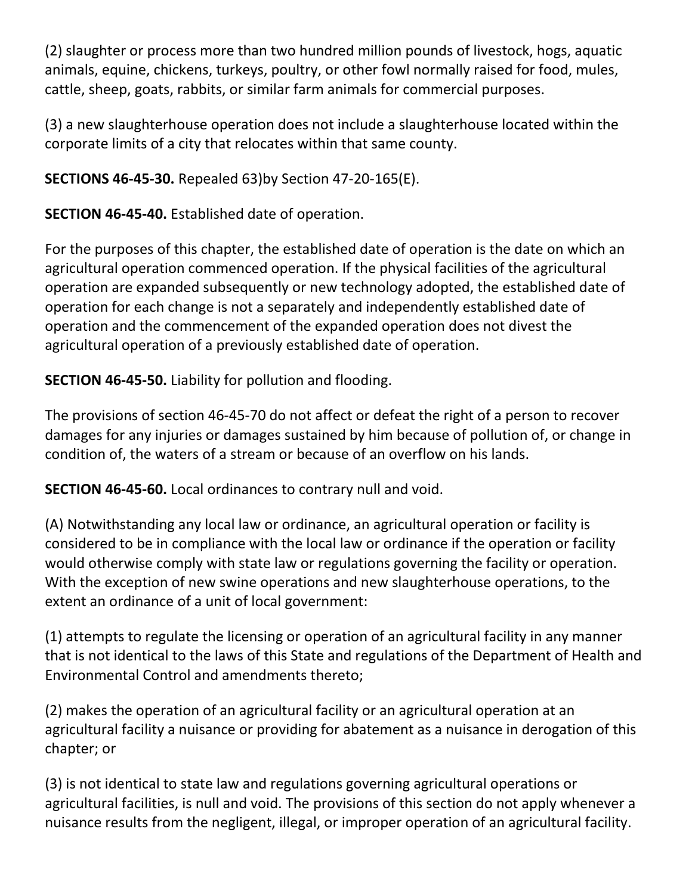(2) slaughter or process more than two hundred million pounds of livestock, hogs, aquatic animals, equine, chickens, turkeys, poultry, or other fowl normally raised for food, mules, cattle, sheep, goats, rabbits, or similar farm animals for commercial purposes.

(3) a new slaughterhouse operation does not include a slaughterhouse located within the corporate limits of a city that relocates within that same county.

**SECTIONS 46-45-30.** Repealed 63)by Section 47-20-165(E).

**SECTION 46-45-40.** Established date of operation.

For the purposes of this chapter, the established date of operation is the date on which an agricultural operation commenced operation. If the physical facilities of the agricultural operation are expanded subsequently or new technology adopted, the established date of operation for each change is not a separately and independently established date of operation and the commencement of the expanded operation does not divest the agricultural operation of a previously established date of operation.

**SECTION 46-45-50.** Liability for pollution and flooding.

The provisions of section 46-45-70 do not affect or defeat the right of a person to recover damages for any injuries or damages sustained by him because of pollution of, or change in condition of, the waters of a stream or because of an overflow on his lands.

**SECTION 46-45-60.** Local ordinances to contrary null and void.

(A) Notwithstanding any local law or ordinance, an agricultural operation or facility is considered to be in compliance with the local law or ordinance if the operation or facility would otherwise comply with state law or regulations governing the facility or operation. With the exception of new swine operations and new slaughterhouse operations, to the extent an ordinance of a unit of local government:

(1) attempts to regulate the licensing or operation of an agricultural facility in any manner that is not identical to the laws of this State and regulations of the Department of Health and Environmental Control and amendments thereto;

(2) makes the operation of an agricultural facility or an agricultural operation at an agricultural facility a nuisance or providing for abatement as a nuisance in derogation of this chapter; or

(3) is not identical to state law and regulations governing agricultural operations or agricultural facilities, is null and void. The provisions of this section do not apply whenever a nuisance results from the negligent, illegal, or improper operation of an agricultural facility.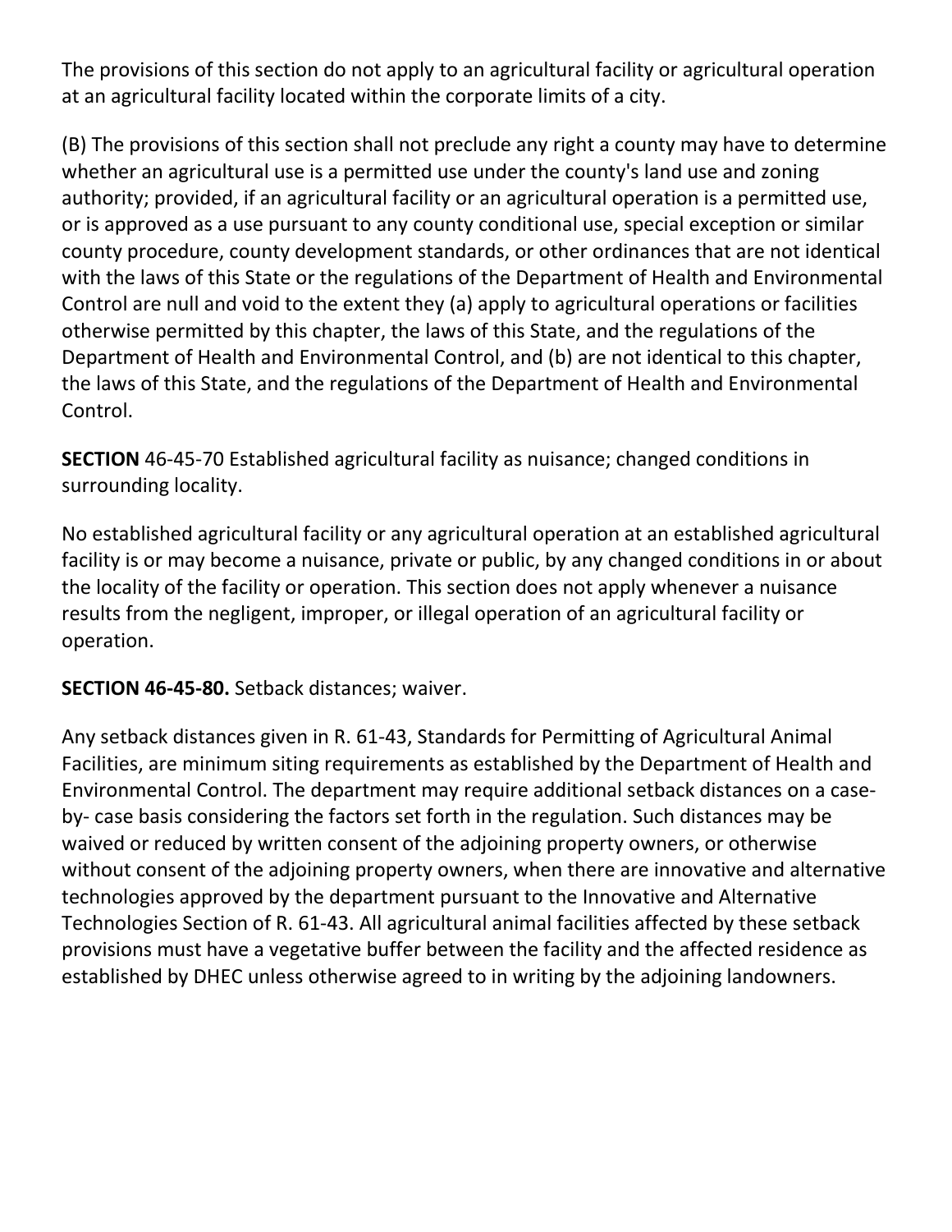The provisions of this section do not apply to an agricultural facility or agricultural operation at an agricultural facility located within the corporate limits of a city.

(B) The provisions of this section shall not preclude any right a county may have to determine whether an agricultural use is a permitted use under the county's land use and zoning authority; provided, if an agricultural facility or an agricultural operation is a permitted use, or is approved as a use pursuant to any county conditional use, special exception or similar county procedure, county development standards, or other ordinances that are not identical with the laws of this State or the regulations of the Department of Health and Environmental Control are null and void to the extent they (a) apply to agricultural operations or facilities otherwise permitted by this chapter, the laws of this State, and the regulations of the Department of Health and Environmental Control, and (b) are not identical to this chapter, the laws of this State, and the regulations of the Department of Health and Environmental Control.

**SECTION** 46-45-70 Established agricultural facility as nuisance; changed conditions in surrounding locality.

No established agricultural facility or any agricultural operation at an established agricultural facility is or may become a nuisance, private or public, by any changed conditions in or about the locality of the facility or operation. This section does not apply whenever a nuisance results from the negligent, improper, or illegal operation of an agricultural facility or operation.

**SECTION 46-45-80.** Setback distances; waiver.

Any setback distances given in R. 61-43, Standards for Permitting of Agricultural Animal Facilities, are minimum siting requirements as established by the Department of Health and Environmental Control. The department may require additional setback distances on a case-by- case basis considering the factors set forth in the regulation. Such distances may be waived or reduced by written consent of the adjoining property owners, or otherwise without consent of the adjoining property owners, when there are innovative and alternative technologies approved by the department pursuant to the Innovative and Alternative Technologies Section of R. 61-43. All agricultural animal facilities affected by these setback provisions must have a vegetative buffer between the facility and the affected residence as established by DHEC unless otherwise agreed to in writing by the adjoining landowners.